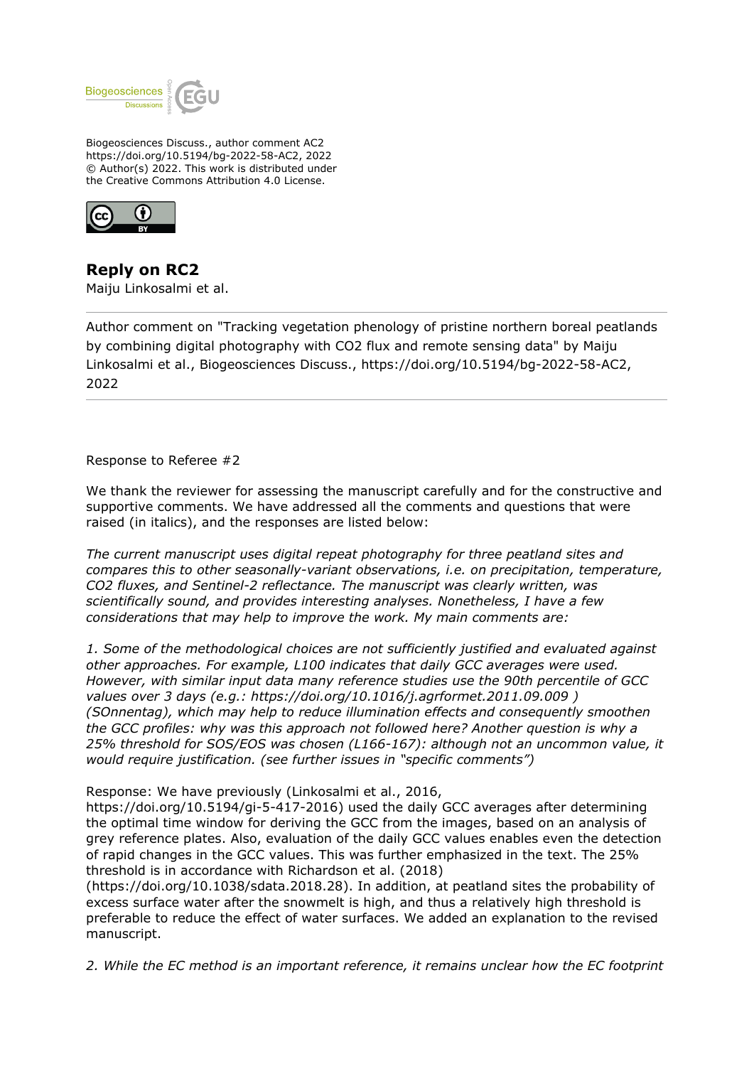Biogeosciences Discuss., author comment AC2
https://doi.org/10.5194/bg-2022-58-AC2, 2022
© Author(s) 2022. This work is distributed under
the Creative Commons Attribution 4.0 License.

## Reply on RC2

Maiju Linkosalmi et al.

---

Author comment on "Tracking vegetation phenology of pristine northern boreal peatlands by combining digital photography with CO2 flux and remote sensing data" by Maiju Linkosalmi et al., Biogeosciences Discuss., https://doi.org/10.5194/bg-2022-58-AC2, 2022

---

Response to Referee #2

We thank the reviewer for assessing the manuscript carefully and for the constructive and supportive comments. We have addressed all the comments and questions that were raised (in italics), and the responses are listed below:

*The current manuscript uses digital repeat photography for three peatland sites and compares this to other seasonally-variant observations, i.e. on precipitation, temperature, CO2 fluxes, and Sentinel-2 reflectance. The manuscript was clearly written, was scientifically sound, and provides interesting analyses. Nonetheless, I have a few considerations that may help to improve the work. My main comments are:*

*1. Some of the methodological choices are not sufficiently justified and evaluated against other approaches. For example, L100 indicates that daily GCC averages were used. However, with similar input data many reference studies use the 90th percentile of GCC values over 3 days (e.g.: https://doi.org/10.1016/j.agrformet.2011.09.009 ) (SOnnentag), which may help to reduce illumination effects and consequently smoothen the GCC profiles: why was this approach not followed here? Another question is why a 25% threshold for SOS/EOS was chosen (L166-167): although not an uncommon value, it would require justification. (see further issues in "specific comments")*

Response: We have previously (Linkosalmi et al., 2016, https://doi.org/10.5194/gi-5-417-2016) used the daily GCC averages after determining the optimal time window for deriving the GCC from the images, based on an analysis of grey reference plates. Also, evaluation of the daily GCC values enables even the detection of rapid changes in the GCC values. This was further emphasized in the text. The 25% threshold is in accordance with Richardson et al. (2018) (https://doi.org/10.1038/sdata.2018.28). In addition, at peatland sites the probability of excess surface water after the snowmelt is high, and thus a relatively high threshold is preferable to reduce the effect of water surfaces. We added an explanation to the revised manuscript.

*2. While the EC method is an important reference, it remains unclear how the EC footprint*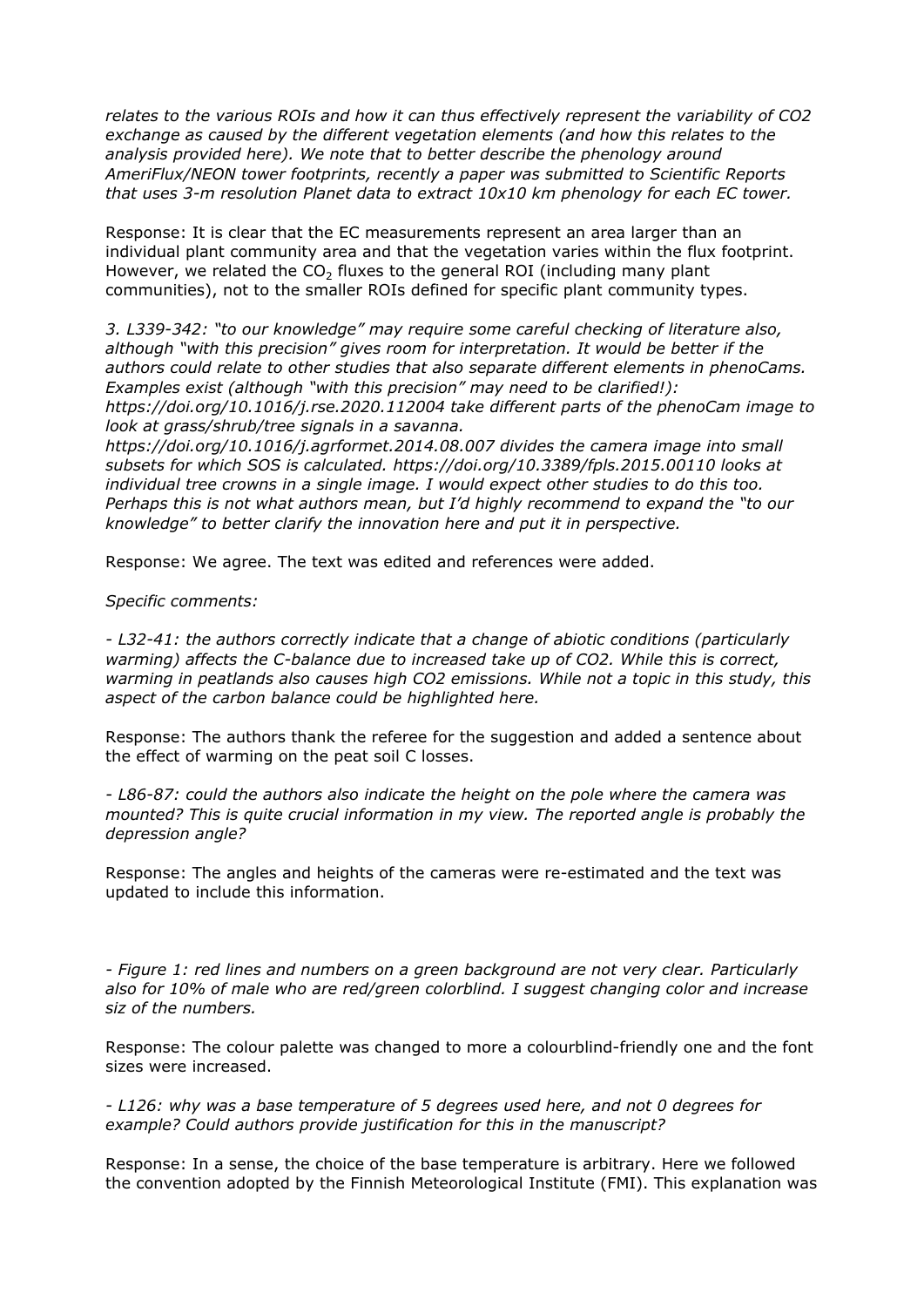*relates to the various ROIs and how it can thus effectively represent the variability of CO2 exchange as caused by the different vegetation elements (and how this relates to the analysis provided here). We note that to better describe the phenology around AmeriFlux/NEON tower footprints, recently a paper was submitted to Scientific Reports that uses 3-m resolution Planet data to extract 10x10 km phenology for each EC tower.*

Response: It is clear that the EC measurements represent an area larger than an individual plant community area and that the vegetation varies within the flux footprint. However, we related the $CO_2$ fluxes to the general ROI (including many plant communities), not to the smaller ROIs defined for specific plant community types.

*3. L339-342: "to our knowledge" may require some careful checking of literature also, although "with this precision" gives room for interpretation. It would be better if the authors could relate to other studies that also separate different elements in phenoCams. Examples exist (although "with this precision" may need to be clarified!): https://doi.org/10.1016/j.rse.2020.112004 take different parts of the phenoCam image to look at grass/shrub/tree signals in a savanna. https://doi.org/10.1016/j.agrformet.2014.08.007 divides the camera image into small subsets for which SOS is calculated. https://doi.org/10.3389/fpls.2015.00110 looks at individual tree crowns in a single image. I would expect other studies to do this too. Perhaps this is not what authors mean, but I'd highly recommend to expand the "to our knowledge" to better clarify the innovation here and put it in perspective.*

Response: We agree. The text was edited and references were added.

*Specific comments:*

*- L32-41: the authors correctly indicate that a change of abiotic conditions (particularly warming) affects the C-balance due to increased take up of CO2. While this is correct, warming in peatlands also causes high CO2 emissions. While not a topic in this study, this aspect of the carbon balance could be highlighted here.*

Response: The authors thank the referee for the suggestion and added a sentence about the effect of warming on the peat soil C losses.

*- L86-87: could the authors also indicate the height on the pole where the camera was mounted? This is quite crucial information in my view. The reported angle is probably the depression angle?*

Response: The angles and heights of the cameras were re-estimated and the text was updated to include this information.

*- Figure 1: red lines and numbers on a green background are not very clear. Particularly also for 10% of male who are red/green colorblind. I suggest changing color and increase siz of the numbers.*

Response: The colour palette was changed to more a colourblind-friendly one and the font sizes were increased.

*- L126: why was a base temperature of 5 degrees used here, and not 0 degrees for example? Could authors provide justification for this in the manuscript?*

Response: In a sense, the choice of the base temperature is arbitrary. Here we followed the convention adopted by the Finnish Meteorological Institute (FMI). This explanation was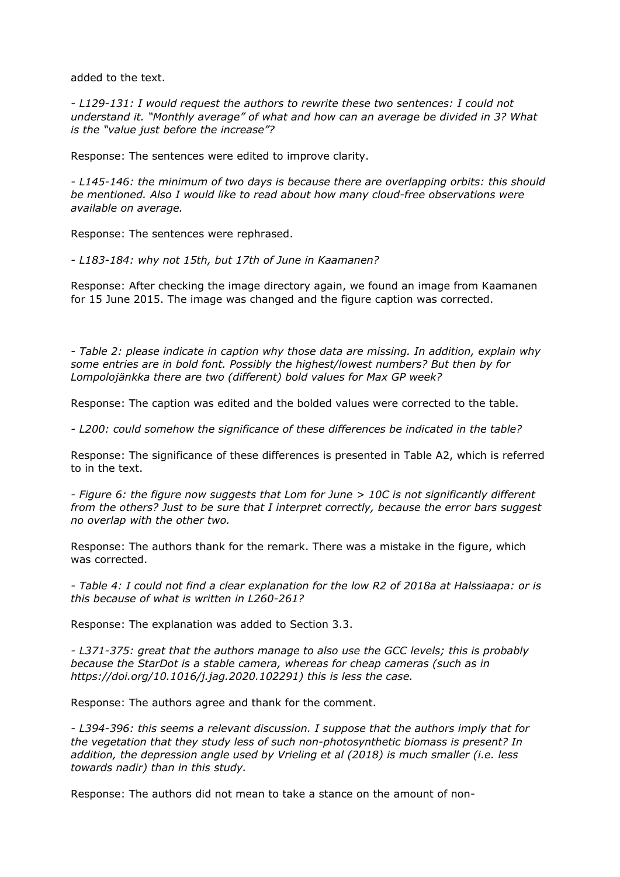added to the text.

*- L129-131: I would request the authors to rewrite these two sentences: I could not understand it. "Monthly average" of what and how can an average be divided in 3? What is the "value just before the increase"?*

Response: The sentences were edited to improve clarity.

*- L145-146: the minimum of two days is because there are overlapping orbits: this should be mentioned. Also I would like to read about how many cloud-free observations were available on average.*

Response: The sentences were rephrased.

*- L183-184: why not 15th, but 17th of June in Kaamanen?*

Response: After checking the image directory again, we found an image from Kaamanen for 15 June 2015. The image was changed and the figure caption was corrected.

*- Table 2: please indicate in caption why those data are missing. In addition, explain why some entries are in bold font. Possibly the highest/lowest numbers? But then by for Lompolojänkka there are two (different) bold values for Max GP week?*

Response: The caption was edited and the bolded values were corrected to the table.

*- L200: could somehow the significance of these differences be indicated in the table?*

Response: The significance of these differences is presented in Table A2, which is referred to in the text.

*- Figure 6: the figure now suggests that Lom for June > 10C is not significantly different from the others? Just to be sure that I interpret correctly, because the error bars suggest no overlap with the other two.*

Response: The authors thank for the remark. There was a mistake in the figure, which was corrected.

*- Table 4: I could not find a clear explanation for the low R2 of 2018a at Halssiaapa: or is this because of what is written in L260-261?*

Response: The explanation was added to Section 3.3.

*- L371-375: great that the authors manage to also use the GCC levels; this is probably because the StarDot is a stable camera, whereas for cheap cameras (such as in https://doi.org/10.1016/j.jag.2020.102291) this is less the case.*

Response: The authors agree and thank for the comment.

*- L394-396: this seems a relevant discussion. I suppose that the authors imply that for the vegetation that they study less of such non-photosynthetic biomass is present? In addition, the depression angle used by Vrieling et al (2018) is much smaller (i.e. less towards nadir) than in this study.*

Response: The authors did not mean to take a stance on the amount of non-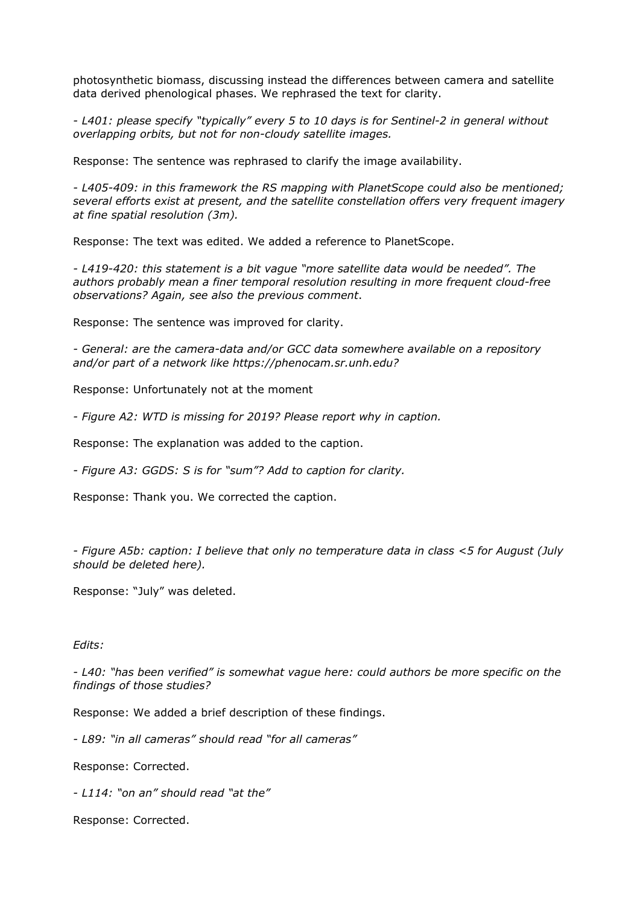photosynthetic biomass, discussing instead the differences between camera and satellite data derived phenological phases. We rephrased the text for clarity.

*- L401: please specify "typically" every 5 to 10 days is for Sentinel-2 in general without overlapping orbits, but not for non-cloudy satellite images.*

Response: The sentence was rephrased to clarify the image availability.

*- L405-409: in this framework the RS mapping with PlanetScope could also be mentioned; several efforts exist at present, and the satellite constellation offers very frequent imagery at fine spatial resolution (3m).*

Response: The text was edited. We added a reference to PlanetScope.

*- L419-420: this statement is a bit vague "more satellite data would be needed". The authors probably mean a finer temporal resolution resulting in more frequent cloud-free observations? Again, see also the previous comment*.

Response: The sentence was improved for clarity.

*- General: are the camera-data and/or GCC data somewhere available on a repository and/or part of a network like https://phenocam.sr.unh.edu?*

Response: Unfortunately not at the moment

*- Figure A2: WTD is missing for 2019? Please report why in caption.*

Response: The explanation was added to the caption.

*- Figure A3: GGDS: S is for "sum"? Add to caption for clarity.*

Response: Thank you. We corrected the caption.

*- Figure A5b: caption: I believe that only no temperature data in class <5 for August (July should be deleted here).*

Response: "July" was deleted.

*Edits:*

*- L40: "has been verified" is somewhat vague here: could authors be more specific on the findings of those studies?*

Response: We added a brief description of these findings.

*- L89: "in all cameras" should read "for all cameras"*

Response: Corrected.

*- L114: "on an" should read "at the"*

Response: Corrected.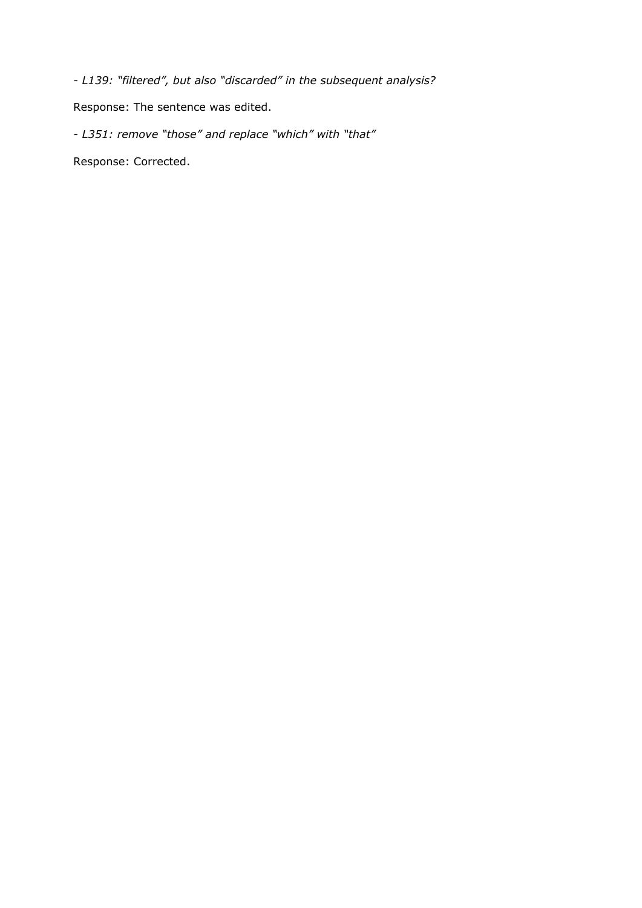*- L139: “filtered”, but also “discarded” in the subsequent analysis?*

Response: The sentence was edited.

*- L351: remove “those” and replace “which” with “that”*

Response: Corrected.